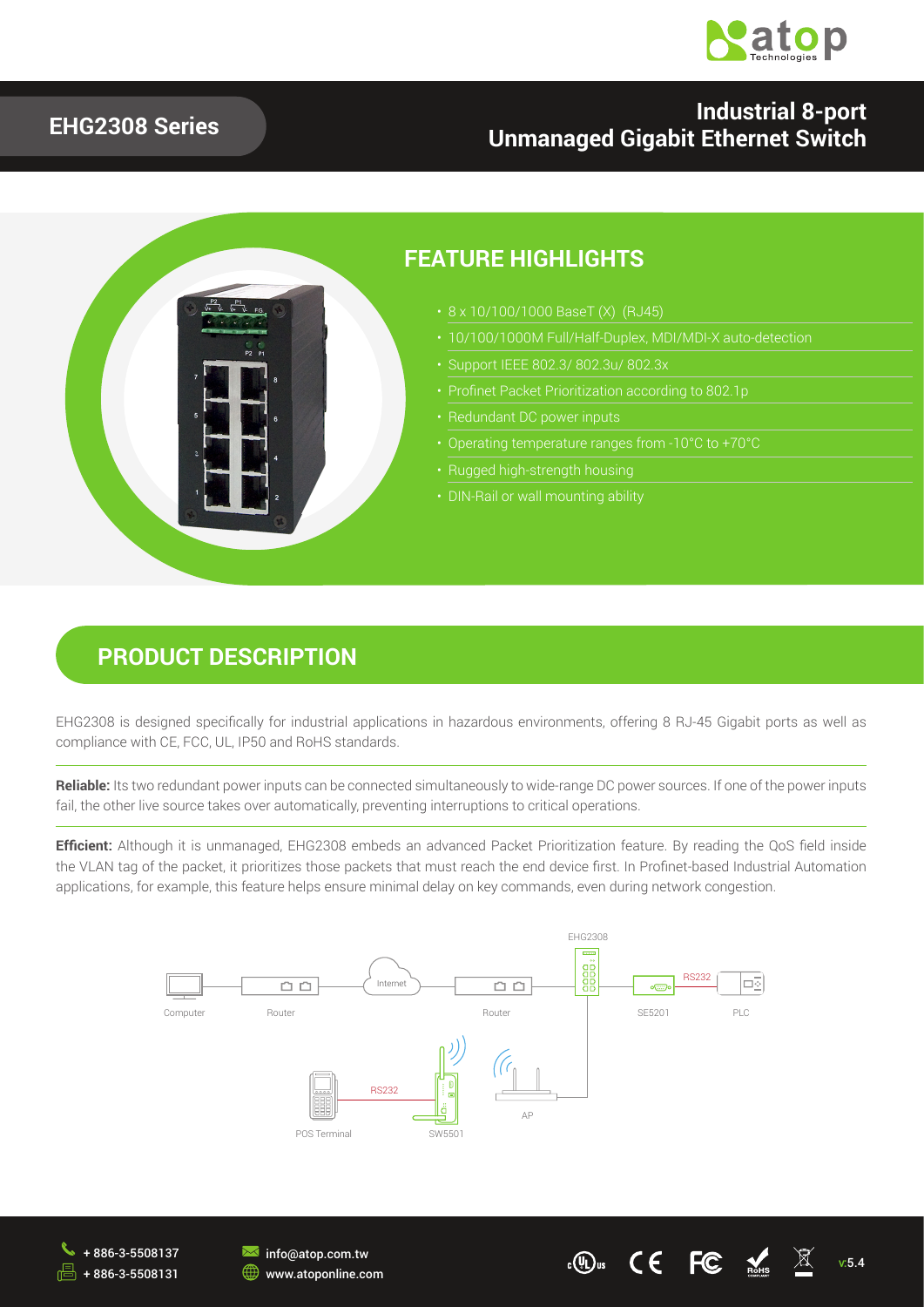# EHG2308 Series

## Industrial 8-port Unmanaged Gigabit Ethernet Switch

## FEATURE HIGHLIGHTS

- 8 x 10/100/1000 BaseT (X) (RJ45)
- 10/100/1000M Full/Half-Duplex, MDI/MDI-X auto-detection
- Support IEEE 802.3/ 802.3u/ 802.3x
- Profinet Packet Prioritization according to 802.1p
- Redundant DC power inputs
- Operating temperature ranges from -10°C to +70°C
- Rugged high-strength housing
- DIN-Rail or wall mounting ability

## PRODUCT DESCRIPTION

EHG2308 is designed specifically for industrial applications in hazardous environments, offering 8 RJ-45 Gigabit ports as well as compliance with CE, FCC, UL, IP50 and RoHS standards.

**Reliable:** Its two redundant power inputs can be connected simultaneously to wide-range DC power sources. If one of the power inputs fail, the other live source takes over automatically, preventing interruptions to critical operations.

**Efficient:** Although it is unmanaged, EHG2308 embeds an advanced Packet Prioritization feature. By reading the QoS field inside the VLAN tag of the packet, it prioritizes those packets that must reach the end device first. In Profinet-based Industrial Automation applications, for example, this feature helps ensure minimal delay on key commands, even during network congestion.

+ 886-3-5508137
+ 886-3-5508131
info@atop.com.tw
www.atoponline.com

v:5.4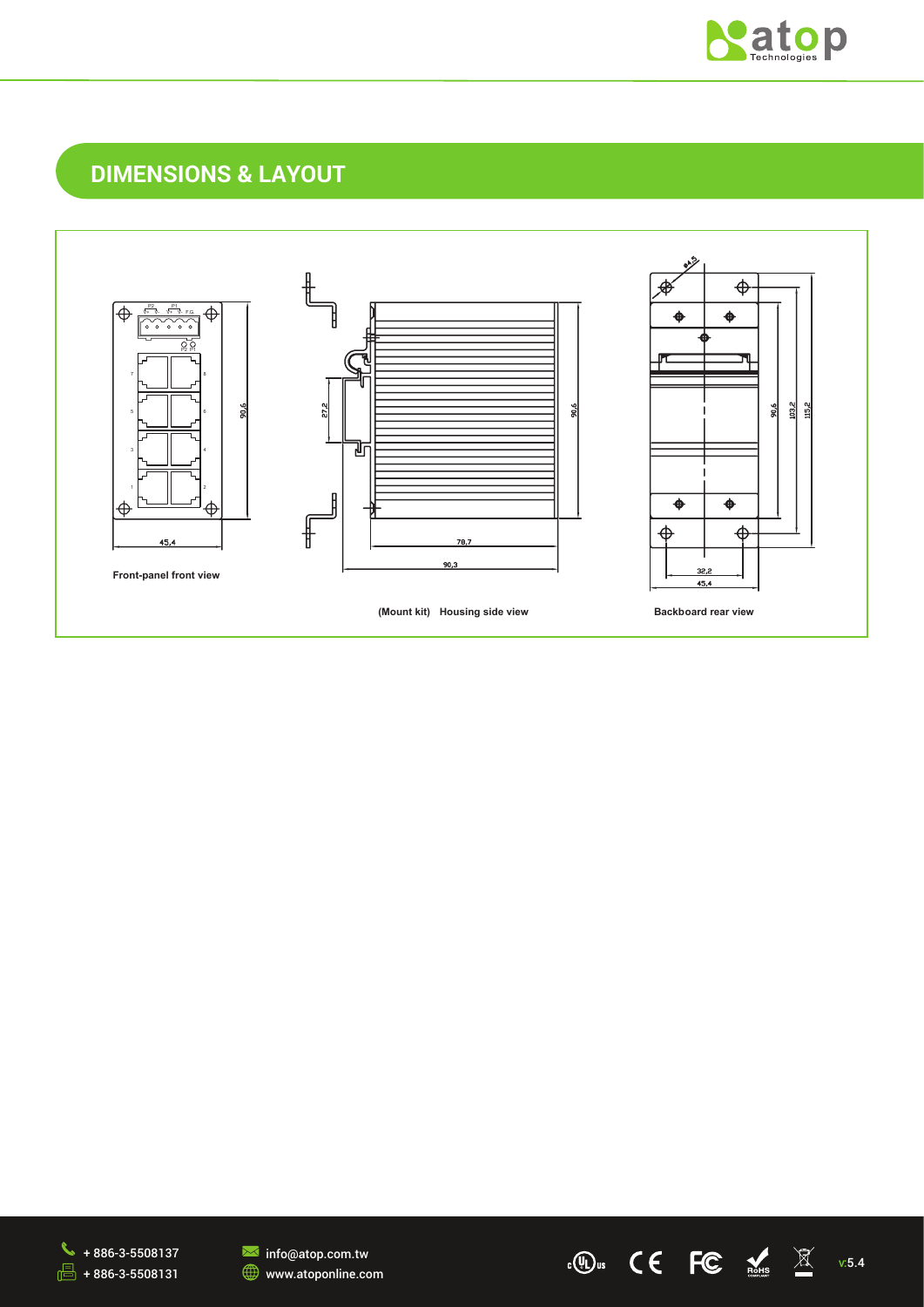## DIMENSIONS & LAYOUT

Front-panel front view

(Mount kit) Housing side view

Backboard rear view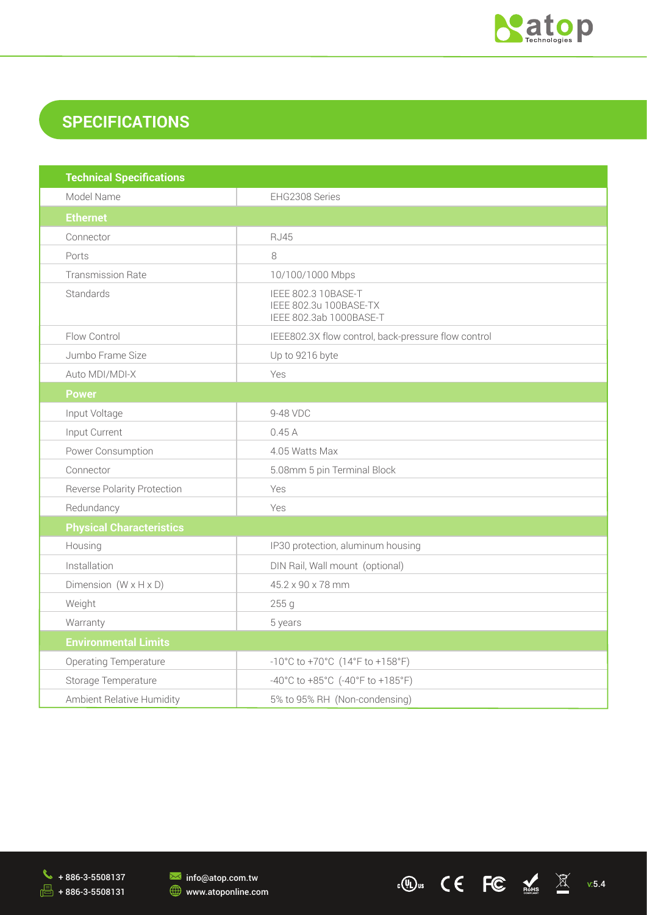## SPECIFICATIONS

| Technical Specifications | |
|---|---|
| Model Name | EHG2308 Series |
| **Ethernet** | |
| Connector | RJ45 |
| Ports | 8 |
| Transmission Rate | 10/100/1000 Mbps |
| Standards | IEEE 802.3 10BASE-T<br>IEEE 802.3u 100BASE-TX<br>IEEE 802.3ab 1000BASE-T |
| Flow Control | IEEE802.3X flow control, back-pressure flow control |
| Jumbo Frame Size | Up to 9216 byte |
| Auto MDI/MDI-X | Yes |
| **Power** | |
| Input Voltage | 9-48 VDC |
| Input Current | 0.45 A |
| Power Consumption | 4.05 Watts Max |
| Connector | 5.08mm 5 pin Terminal Block |
| Reverse Polarity Protection | Yes |
| Redundancy | Yes |
| **Physical Characteristics** | |
| Housing | IP30 protection, aluminum housing |
| Installation | DIN Rail, Wall mount (optional) |
| Dimension (W x H x D) | 45.2 x 90 x 78 mm |
| Weight | 255 g |
| Warranty | 5 years |
| **Environmental Limits** | |
| Operating Temperature | -10°C to +70°C (14°F to +158°F) |
| Storage Temperature | -40°C to +85°C (-40°F to +185°F) |
| Ambient Relative Humidity | 5% to 95% RH (Non-condensing) |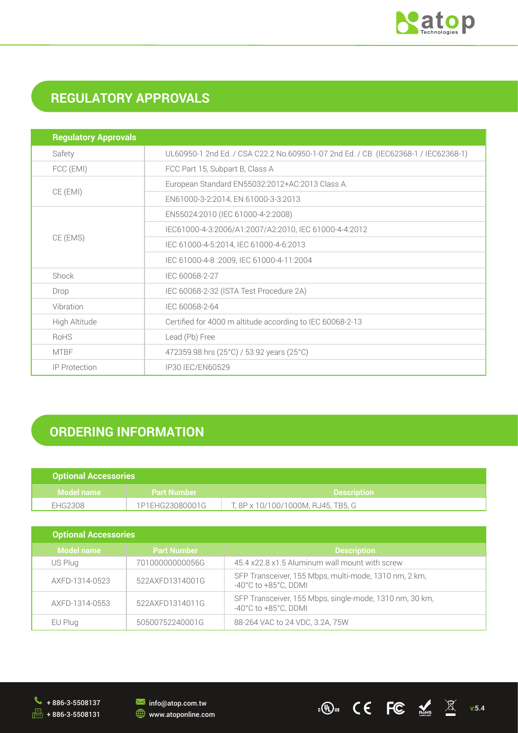## REGULATORY APPROVALS

| Regulatory Approvals | |
|---|---|
| Safety | UL60950-1 2nd Ed. / CSA C22.2 No.60950-1-07 2nd Ed. / CB (IEC62368-1 / IEC62368-1) |
| FCC (EMI) | FCC Part 15, Subpart B, Class A |
| CE (EMI) | European Standard EN55032:2012+AC:2013 Class A. |
| | EN61000-3-2:2014, EN 61000-3-3:2013 |
| CE (EMS) | EN55024:2010 (IEC 61000-4-2:2008) |
| | IEC61000-4-3:2006/A1:2007/A2:2010, IEC 61000-4-4:2012 |
| | IEC 61000-4-5:2014, IEC 61000-4-6:2013 |
| | IEC 61000-4-8 :2009, IEC 61000-4-11:2004 |
| Shock | IEC 60068-2-27 |
| Drop | IEC 60068-2-32 (ISTA Test Procedure 2A) |
| Vibration | IEC 60068-2-64 |
| High Altitude | Certified for 4000 m altitude according to IEC 60068-2-13 |
| RoHS | Lead (Pb) Free |
| MTBF | 472359.98 hrs (25°C) / 53.92 years (25°C) |
| IP Protection | IP30 IEC/EN60529 |

## ORDERING INFORMATION

**Optional Accessories**

| Model name | Part Number | Description |
|---|---|---|
| EHG2308 | 1P1EHG23080001G | T, 8P x 10/100/1000M, RJ45, TB5, G |

**Optional Accessories**

| Model name | Part Number | Description |
|---|---|---|
| US Plug | 70100000000056G | 45.4 x22.8 x1.5 Aluminum wall mount with screw |
| AXFD-1314-0523 | 522AXFD1314001G | SFP Transceiver, 155 Mbps, multi-mode, 1310 nm, 2 km, -40°C to +85°C, DDMI |
| AXFD-1314-0553 | 522AXFD1314011G | SFP Transceiver, 155 Mbps, single-mode, 1310 nm, 30 km, -40°C to +85°C, DDMI |
| EU Plug | 50500752240001G | 88-264 VAC to 24 VDC, 3.2A, 75W |

+ 886-3-5508137
+ 886-3-5508131
info@atop.com.tw
www.atoponline.com

v:5.4